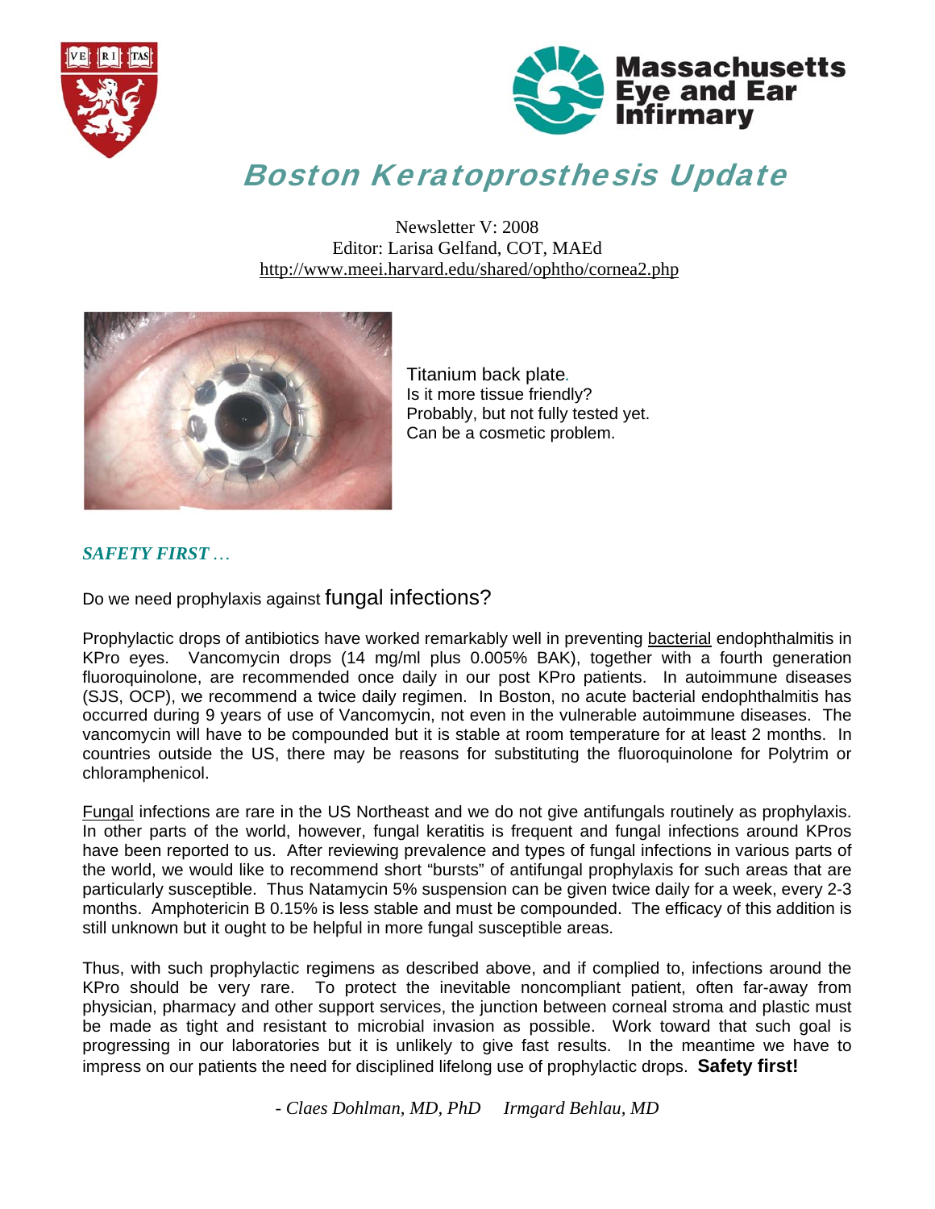# Boston Keratoprosthesis Update

Newsletter V: 2008
Editor: Larisa Gelfand, COT, MAEd
http://www.meei.harvard.edu/shared/ophtho/cornea2.php

Titanium back plate.
Is it more tissue friendly?
Probably, but not fully tested yet.
Can be a cosmetic problem.

## *SAFETY FIRST …*

### Do we need prophylaxis against fungal infections?

Prophylactic drops of antibiotics have worked remarkably well in preventing bacterial endophthalmitis in KPro eyes. Vancomycin drops (14 mg/ml plus 0.005% BAK), together with a fourth generation fluoroquinolone, are recommended once daily in our post KPro patients. In autoimmune diseases (SJS, OCP), we recommend a twice daily regimen. In Boston, no acute bacterial endophthalmitis has occurred during 9 years of use of Vancomycin, not even in the vulnerable autoimmune diseases. The vancomycin will have to be compounded but it is stable at room temperature for at least 2 months. In countries outside the US, there may be reasons for substituting the fluoroquinolone for Polytrim or chloramphenicol.

Fungal infections are rare in the US Northeast and we do not give antifungals routinely as prophylaxis. In other parts of the world, however, fungal keratitis is frequent and fungal infections around KPros have been reported to us. After reviewing prevalence and types of fungal infections in various parts of the world, we would like to recommend short "bursts" of antifungal prophylaxis for such areas that are particularly susceptible. Thus Natamycin 5% suspension can be given twice daily for a week, every 2-3 months. Amphotericin B 0.15% is less stable and must be compounded. The efficacy of this addition is still unknown but it ought to be helpful in more fungal susceptible areas.

Thus, with such prophylactic regimens as described above, and if complied to, infections around the KPro should be very rare. To protect the inevitable noncompliant patient, often far-away from physician, pharmacy and other support services, the junction between corneal stroma and plastic must be made as tight and resistant to microbial invasion as possible. Work toward that such goal is progressing in our laboratories but it is unlikely to give fast results. In the meantime we have to impress on our patients the need for disciplined lifelong use of prophylactic drops. **Safety first!**

*- Claes Dohlman, MD, PhD     Irmgard Behlau, MD*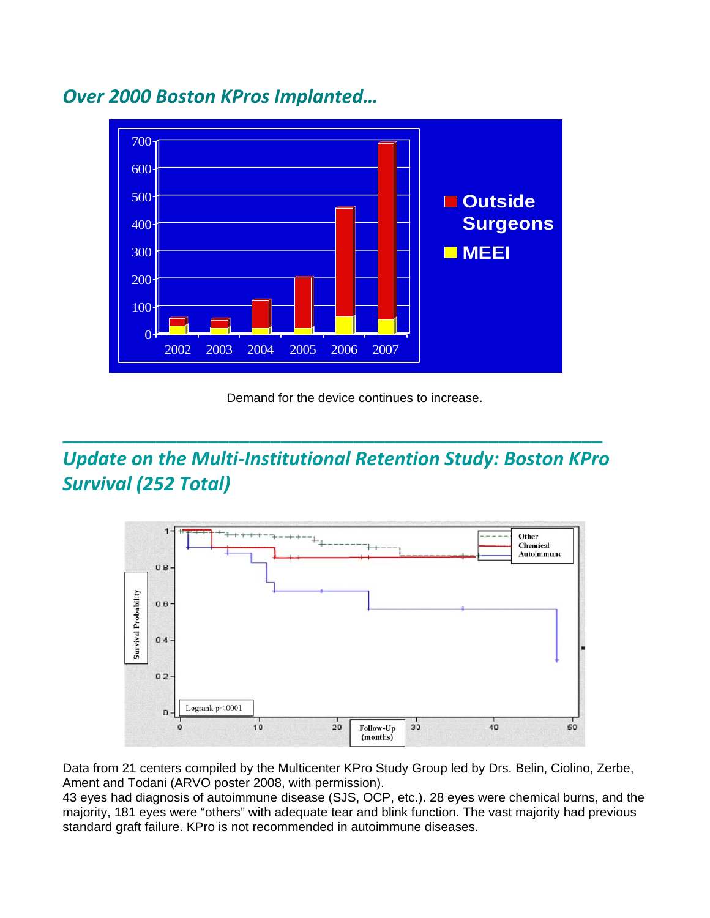## *Over 2000 Boston KPros Implanted…*

Demand for the device continues to increase.

---

## *Update on the Multi-Institutional Retention Study: Boston KPro Survival (252 Total)*

Data from 21 centers compiled by the Multicenter KPro Study Group led by Drs. Belin, Ciolino, Zerbe, Ament and Todani (ARVO poster 2008, with permission).
43 eyes had diagnosis of autoimmune disease (SJS, OCP, etc.). 28 eyes were chemical burns, and the majority, 181 eyes were "others" with adequate tear and blink function. The vast majority had previous standard graft failure. KPro is not recommended in autoimmune diseases.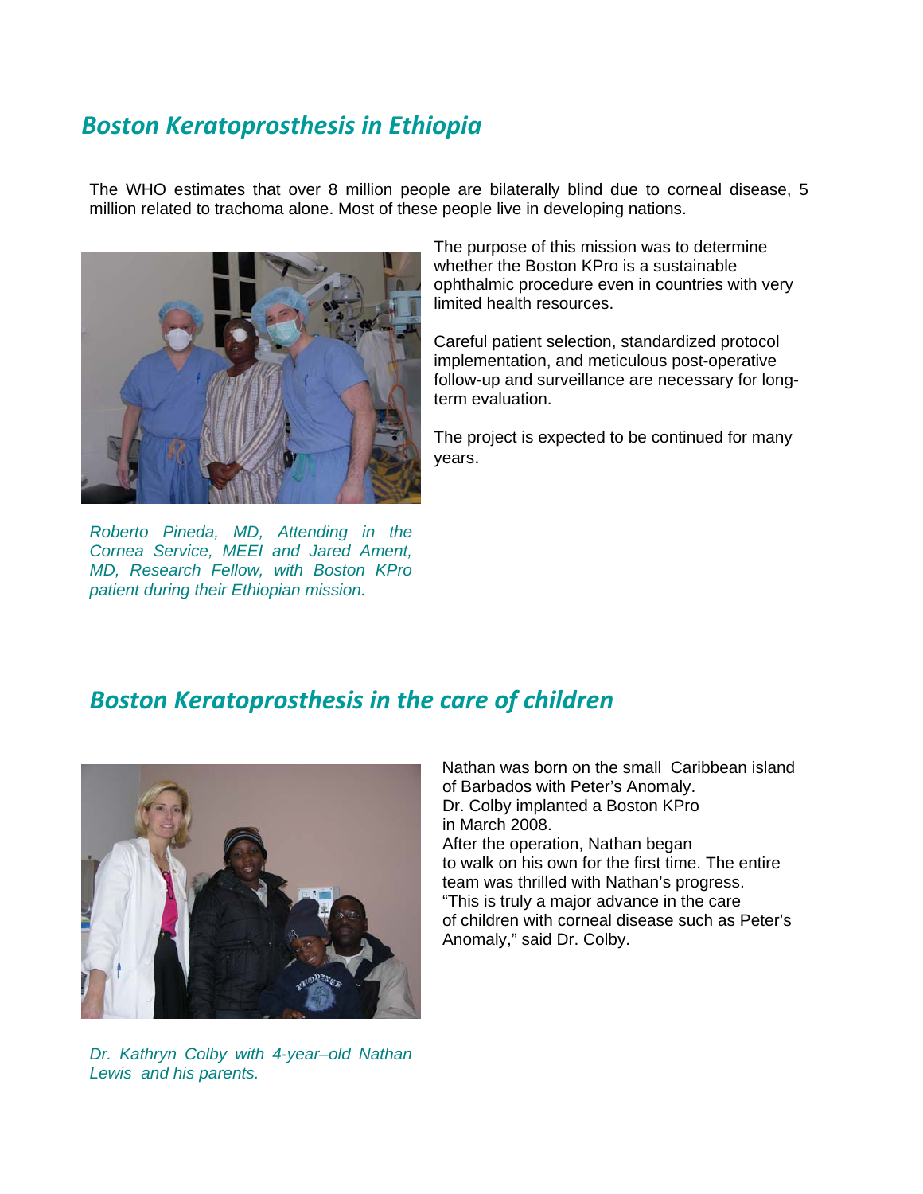## *Boston Keratoprosthesis in Ethiopia*

The WHO estimates that over 8 million people are bilaterally blind due to corneal disease, 5 million related to trachoma alone. Most of these people live in developing nations.

The purpose of this mission was to determine whether the Boston KPro is a sustainable ophthalmic procedure even in countries with very limited health resources.

Careful patient selection, standardized protocol implementation, and meticulous post-operative follow-up and surveillance are necessary for long-term evaluation.

The project is expected to be continued for many years.

*Roberto Pineda, MD, Attending in the Cornea Service, MEEI and Jared Ament, MD, Research Fellow, with Boston KPro patient during their Ethiopian mission.*

## *Boston Keratoprosthesis in the care of children*

Nathan was born on the small Caribbean island of Barbados with Peter's Anomaly. Dr. Colby implanted a Boston KPro in March 2008. After the operation, Nathan began to walk on his own for the first time. The entire team was thrilled with Nathan's progress. "This is truly a major advance in the care of children with corneal disease such as Peter's Anomaly," said Dr. Colby.

*Dr. Kathryn Colby with 4-year–old Nathan Lewis and his parents.*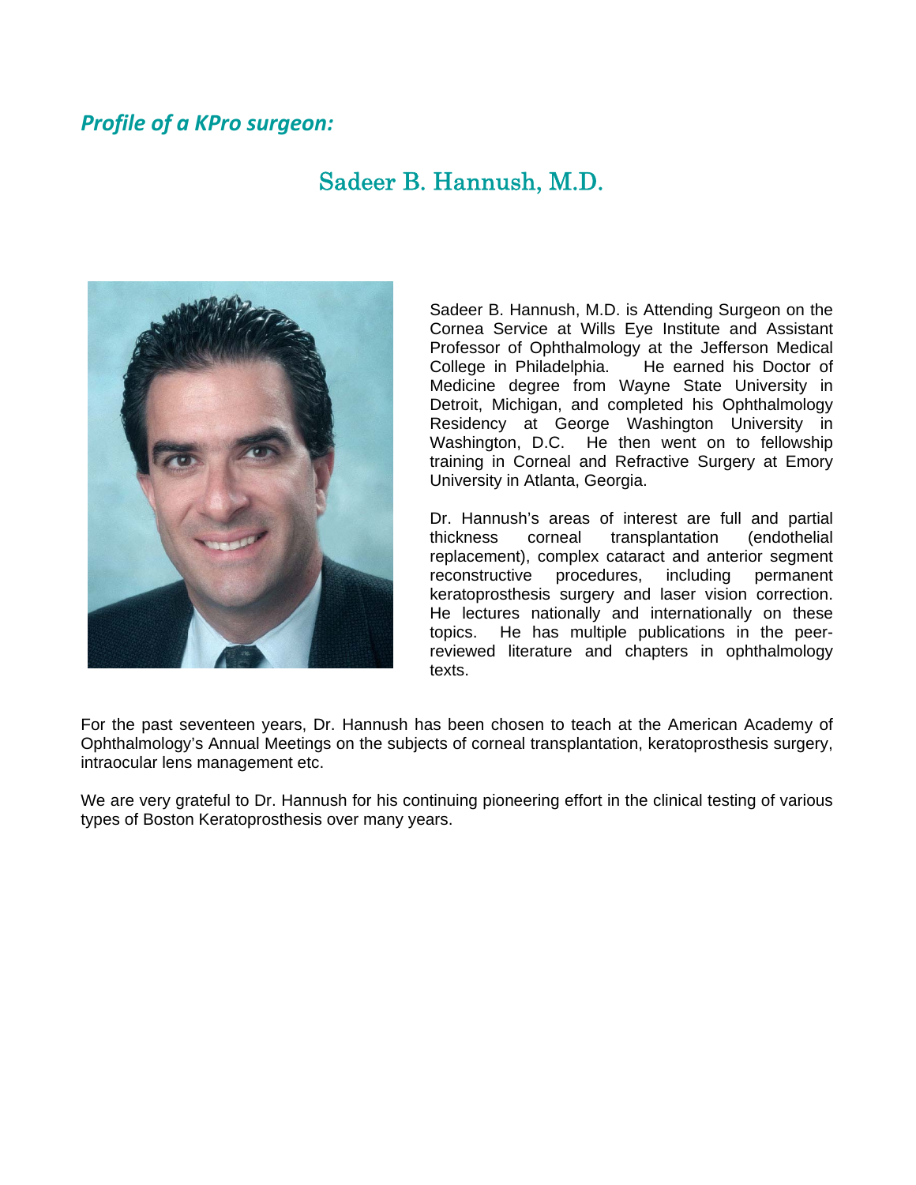***Profile of a KPro surgeon:***

## Sadeer B. Hannush, M.D.

Sadeer B. Hannush, M.D. is Attending Surgeon on the Cornea Service at Wills Eye Institute and Assistant Professor of Ophthalmology at the Jefferson Medical College in Philadelphia. He earned his Doctor of Medicine degree from Wayne State University in Detroit, Michigan, and completed his Ophthalmology Residency at George Washington University in Washington, D.C. He then went on to fellowship training in Corneal and Refractive Surgery at Emory University in Atlanta, Georgia.

Dr. Hannush's areas of interest are full and partial thickness corneal transplantation (endothelial replacement), complex cataract and anterior segment reconstructive procedures, including permanent keratoprosthesis surgery and laser vision correction. He lectures nationally and internationally on these topics. He has multiple publications in the peer-reviewed literature and chapters in ophthalmology texts.

For the past seventeen years, Dr. Hannush has been chosen to teach at the American Academy of Ophthalmology's Annual Meetings on the subjects of corneal transplantation, keratoprosthesis surgery, intraocular lens management etc.

We are very grateful to Dr. Hannush for his continuing pioneering effort in the clinical testing of various types of Boston Keratoprosthesis over many years.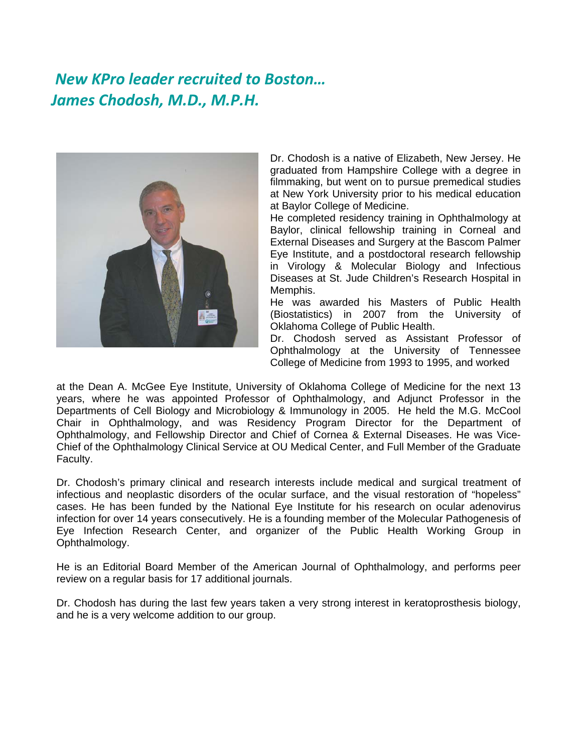## *New KPro leader recruited to Boston… James Chodosh, M.D., M.P.H.*

Dr. Chodosh is a native of Elizabeth, New Jersey. He graduated from Hampshire College with a degree in filmmaking, but went on to pursue premedical studies at New York University prior to his medical education at Baylor College of Medicine.

He completed residency training in Ophthalmology at Baylor, clinical fellowship training in Corneal and External Diseases and Surgery at the Bascom Palmer Eye Institute, and a postdoctoral research fellowship in Virology & Molecular Biology and Infectious Diseases at St. Jude Children's Research Hospital in Memphis.

He was awarded his Masters of Public Health (Biostatistics) in 2007 from the University of Oklahoma College of Public Health.

Dr. Chodosh served as Assistant Professor of Ophthalmology at the University of Tennessee College of Medicine from 1993 to 1995, and worked at the Dean A. McGee Eye Institute, University of Oklahoma College of Medicine for the next 13 years, where he was appointed Professor of Ophthalmology, and Adjunct Professor in the Departments of Cell Biology and Microbiology & Immunology in 2005. He held the M.G. McCool Chair in Ophthalmology, and was Residency Program Director for the Department of Ophthalmology, and Fellowship Director and Chief of Cornea & External Diseases. He was Vice-Chief of the Ophthalmology Clinical Service at OU Medical Center, and Full Member of the Graduate Faculty.

Dr. Chodosh's primary clinical and research interests include medical and surgical treatment of infectious and neoplastic disorders of the ocular surface, and the visual restoration of "hopeless" cases. He has been funded by the National Eye Institute for his research on ocular adenovirus infection for over 14 years consecutively. He is a founding member of the Molecular Pathogenesis of Eye Infection Research Center, and organizer of the Public Health Working Group in Ophthalmology.

He is an Editorial Board Member of the American Journal of Ophthalmology, and performs peer review on a regular basis for 17 additional journals.

Dr. Chodosh has during the last few years taken a very strong interest in keratoprosthesis biology, and he is a very welcome addition to our group.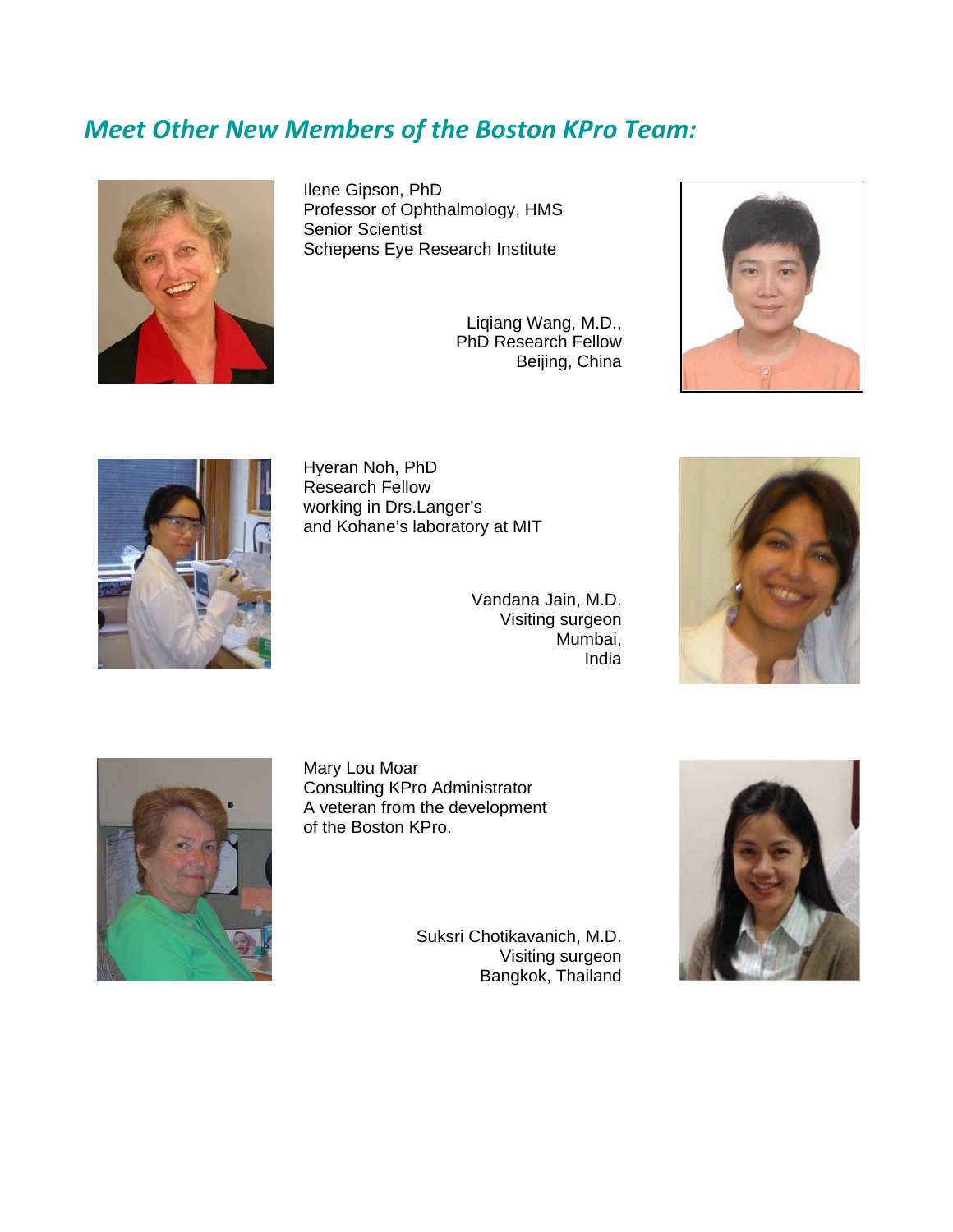## *Meet Other New Members of the Boston KPro Team:*

Ilene Gipson, PhD
Professor of Ophthalmology, HMS
Senior Scientist
Schepens Eye Research Institute

Liqiang Wang, M.D.,
PhD Research Fellow
Beijing, China

Hyeran Noh, PhD
Research Fellow
working in Drs.Langer's
and Kohane's laboratory at MIT

Vandana Jain, M.D.
Visiting surgeon
Mumbai,
India

Mary Lou Moar
Consulting KPro Administrator
A veteran from the development
of the Boston KPro.

Suksri Chotikavanich, M.D.
Visiting surgeon
Bangkok, Thailand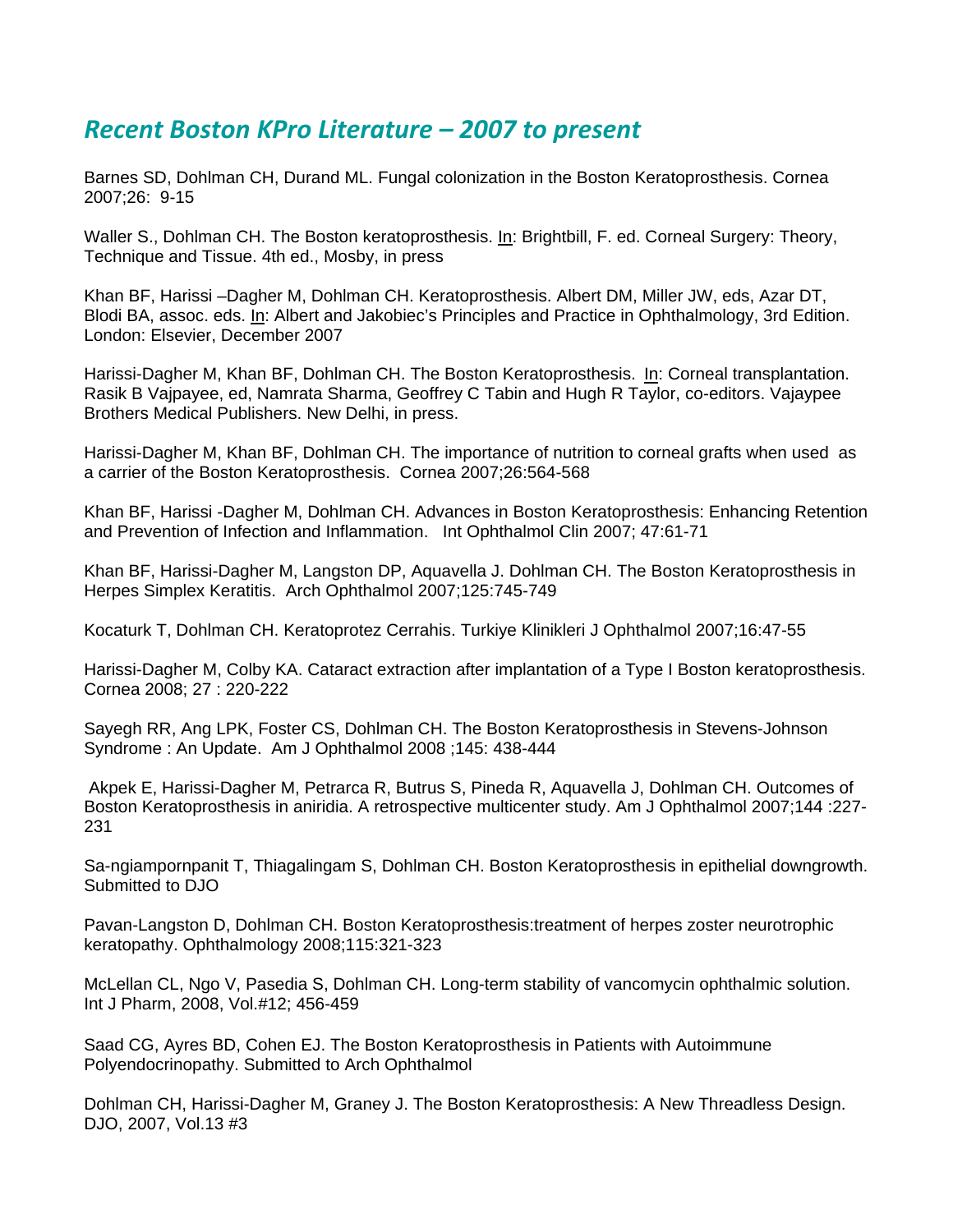## *Recent Boston KPro Literature – 2007 to present*

Barnes SD, Dohlman CH, Durand ML. Fungal colonization in the Boston Keratoprosthesis. Cornea 2007;26: 9-15

Waller S., Dohlman CH. The Boston keratoprosthesis. <u>In</u>: Brightbill, F. ed. Corneal Surgery: Theory, Technique and Tissue. 4th ed., Mosby, in press

Khan BF, Harissi –Dagher M, Dohlman CH. Keratoprosthesis. Albert DM, Miller JW, eds, Azar DT, Blodi BA, assoc. eds. <u>In</u>: Albert and Jakobiec's Principles and Practice in Ophthalmology, 3rd Edition. London: Elsevier, December 2007

Harissi-Dagher M, Khan BF, Dohlman CH. The Boston Keratoprosthesis. <u>In</u>: Corneal transplantation. Rasik B Vajpayee, ed, Namrata Sharma, Geoffrey C Tabin and Hugh R Taylor, co-editors. Vajaypee Brothers Medical Publishers. New Delhi, in press.

Harissi-Dagher M, Khan BF, Dohlman CH. The importance of nutrition to corneal grafts when used as a carrier of the Boston Keratoprosthesis. Cornea 2007;26:564-568

Khan BF, Harissi -Dagher M, Dohlman CH. Advances in Boston Keratoprosthesis: Enhancing Retention and Prevention of Infection and Inflammation. Int Ophthalmol Clin 2007; 47:61-71

Khan BF, Harissi-Dagher M, Langston DP, Aquavella J. Dohlman CH. The Boston Keratoprosthesis in Herpes Simplex Keratitis. Arch Ophthalmol 2007;125:745-749

Kocaturk T, Dohlman CH. Keratoprotez Cerrahis. Turkiye Klinikleri J Ophthalmol 2007;16:47-55

Harissi-Dagher M, Colby KA. Cataract extraction after implantation of a Type I Boston keratoprosthesis. Cornea 2008; 27 : 220-222

Sayegh RR, Ang LPK, Foster CS, Dohlman CH. The Boston Keratoprosthesis in Stevens-Johnson Syndrome : An Update. Am J Ophthalmol 2008 ;145: 438-444

Akpek E, Harissi-Dagher M, Petrarca R, Butrus S, Pineda R, Aquavella J, Dohlman CH. Outcomes of Boston Keratoprosthesis in aniridia. A retrospective multicenter study. Am J Ophthalmol 2007;144 :227-231

Sa-ngiampornpanit T, Thiagalingam S, Dohlman CH. Boston Keratoprosthesis in epithelial downgrowth. Submitted to DJO

Pavan-Langston D, Dohlman CH. Boston Keratoprosthesis:treatment of herpes zoster neurotrophic keratopathy. Ophthalmology 2008;115:321-323

McLellan CL, Ngo V, Pasedia S, Dohlman CH. Long-term stability of vancomycin ophthalmic solution. Int J Pharm, 2008, Vol.#12; 456-459

Saad CG, Ayres BD, Cohen EJ. The Boston Keratoprosthesis in Patients with Autoimmune Polyendocrinopathy. Submitted to Arch Ophthalmol

Dohlman CH, Harissi-Dagher M, Graney J. The Boston Keratoprosthesis: A New Threadless Design. DJO, 2007, Vol.13 #3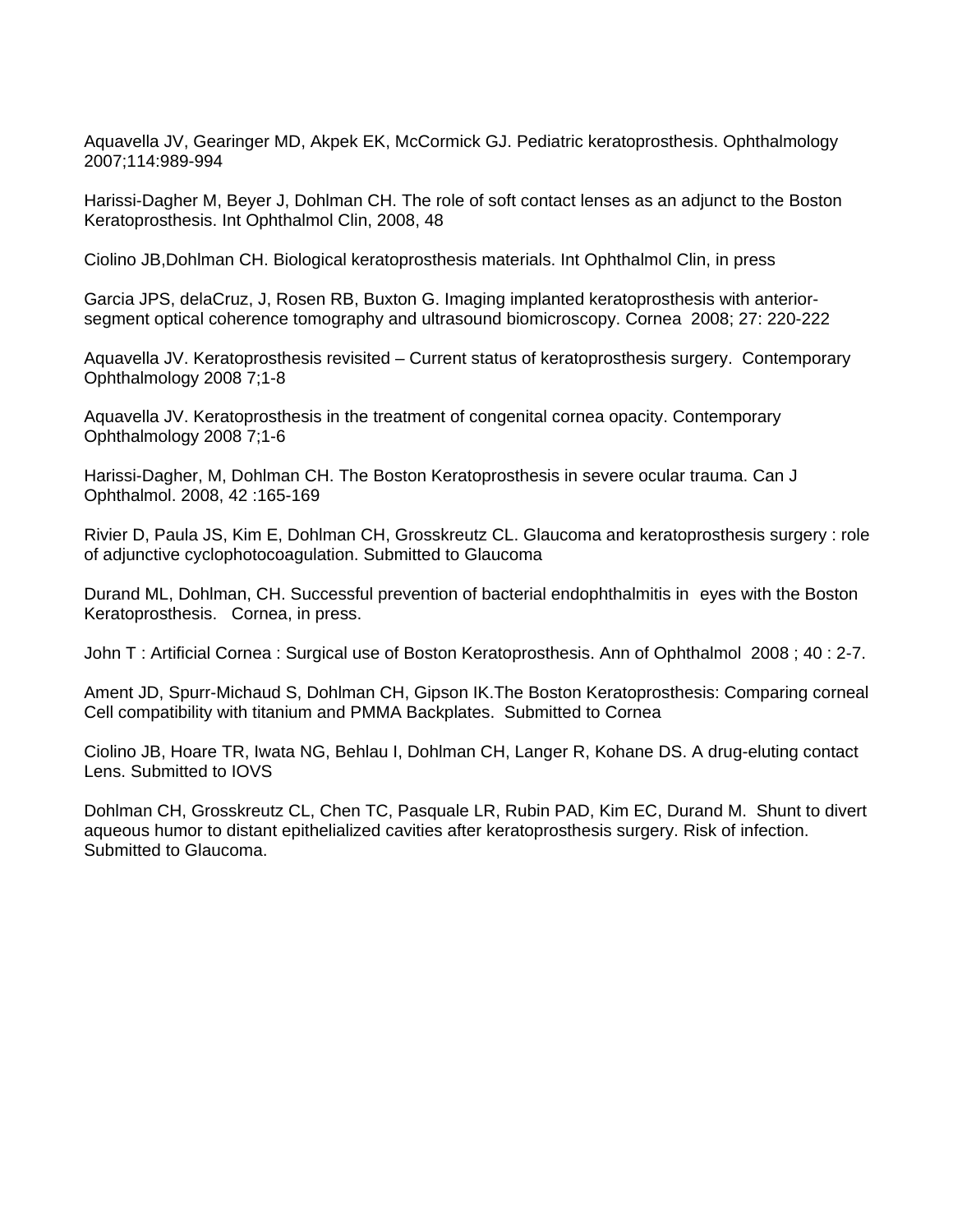Aquavella JV, Gearinger MD, Akpek EK, McCormick GJ. Pediatric keratoprosthesis. Ophthalmology 2007;114:989-994

Harissi-Dagher M, Beyer J, Dohlman CH. The role of soft contact lenses as an adjunct to the Boston Keratoprosthesis. Int Ophthalmol Clin, 2008, 48

Ciolino JB,Dohlman CH. Biological keratoprosthesis materials. Int Ophthalmol Clin, in press

Garcia JPS, delaCruz, J, Rosen RB, Buxton G. Imaging implanted keratoprosthesis with anterior-segment optical coherence tomography and ultrasound biomicroscopy. Cornea 2008; 27: 220-222

Aquavella JV. Keratoprosthesis revisited – Current status of keratoprosthesis surgery. Contemporary Ophthalmology 2008 7;1-8

Aquavella JV. Keratoprosthesis in the treatment of congenital cornea opacity. Contemporary Ophthalmology 2008 7;1-6

Harissi-Dagher, M, Dohlman CH. The Boston Keratoprosthesis in severe ocular trauma. Can J Ophthalmol. 2008, 42 :165-169

Rivier D, Paula JS, Kim E, Dohlman CH, Grosskreutz CL. Glaucoma and keratoprosthesis surgery : role of adjunctive cyclophotocoagulation. Submitted to Glaucoma

Durand ML, Dohlman, CH. Successful prevention of bacterial endophthalmitis in eyes with the Boston Keratoprosthesis. Cornea, in press.

John T : Artificial Cornea : Surgical use of Boston Keratoprosthesis. Ann of Ophthalmol 2008 ; 40 : 2-7.

Ament JD, Spurr-Michaud S, Dohlman CH, Gipson IK.The Boston Keratoprosthesis: Comparing corneal Cell compatibility with titanium and PMMA Backplates. Submitted to Cornea

Ciolino JB, Hoare TR, Iwata NG, Behlau I, Dohlman CH, Langer R, Kohane DS. A drug-eluting contact Lens. Submitted to IOVS

Dohlman CH, Grosskreutz CL, Chen TC, Pasquale LR, Rubin PAD, Kim EC, Durand M. Shunt to divert aqueous humor to distant epithelialized cavities after keratoprosthesis surgery. Risk of infection. Submitted to Glaucoma.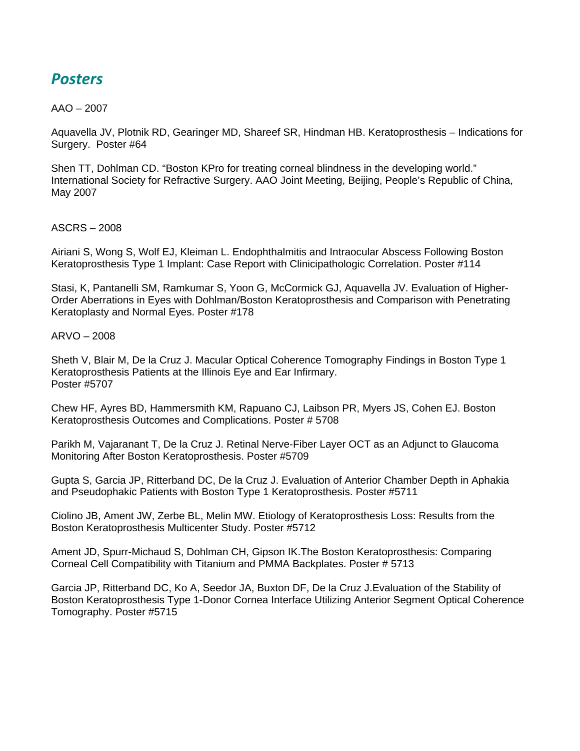## *Posters*

AAO – 2007

Aquavella JV, Plotnik RD, Gearinger MD, Shareef SR, Hindman HB. Keratoprosthesis – Indications for Surgery. Poster #64

Shen TT, Dohlman CD. "Boston KPro for treating corneal blindness in the developing world." International Society for Refractive Surgery. AAO Joint Meeting, Beijing, People's Republic of China, May 2007

ASCRS – 2008

Airiani S, Wong S, Wolf EJ, Kleiman L. Endophthalmitis and Intraocular Abscess Following Boston Keratoprosthesis Type 1 Implant: Case Report with Clinicipathologic Correlation. Poster #114

Stasi, K, Pantanelli SM, Ramkumar S, Yoon G, McCormick GJ, Aquavella JV. Evaluation of Higher-Order Aberrations in Eyes with Dohlman/Boston Keratoprosthesis and Comparison with Penetrating Keratoplasty and Normal Eyes. Poster #178

ARVO – 2008

Sheth V, Blair M, De la Cruz J. Macular Optical Coherence Tomography Findings in Boston Type 1 Keratoprosthesis Patients at the Illinois Eye and Ear Infirmary.
Poster #5707

Chew HF, Ayres BD, Hammersmith KM, Rapuano CJ, Laibson PR, Myers JS, Cohen EJ. Boston Keratoprosthesis Outcomes and Complications. Poster # 5708

Parikh M, Vajaranant T, De la Cruz J. Retinal Nerve-Fiber Layer OCT as an Adjunct to Glaucoma Monitoring After Boston Keratoprosthesis. Poster #5709

Gupta S, Garcia JP, Ritterband DC, De la Cruz J. Evaluation of Anterior Chamber Depth in Aphakia and Pseudophakic Patients with Boston Type 1 Keratoprosthesis. Poster #5711

Ciolino JB, Ament JW, Zerbe BL, Melin MW. Etiology of Keratoprosthesis Loss: Results from the Boston Keratoprosthesis Multicenter Study. Poster #5712

Ament JD, Spurr-Michaud S, Dohlman CH, Gipson IK.The Boston Keratoprosthesis: Comparing Corneal Cell Compatibility with Titanium and PMMA Backplates. Poster # 5713

Garcia JP, Ritterband DC, Ko A, Seedor JA, Buxton DF, De la Cruz J.Evaluation of the Stability of Boston Keratoprosthesis Type 1-Donor Cornea Interface Utilizing Anterior Segment Optical Coherence Tomography. Poster #5715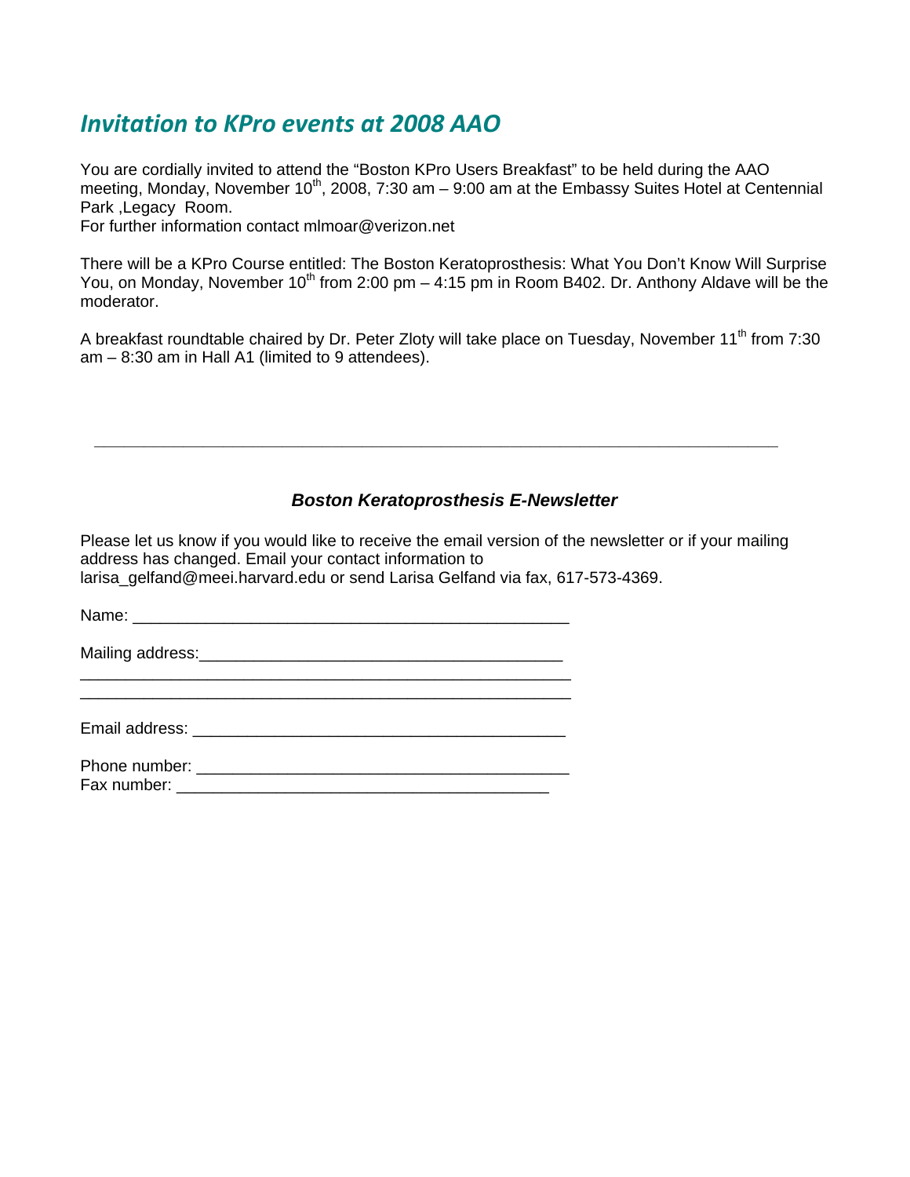## *Invitation to KPro events at 2008 AAO*

You are cordially invited to attend the "Boston KPro Users Breakfast" to be held during the AAO meeting, Monday, November 10th, 2008, 7:30 am – 9:00 am at the Embassy Suites Hotel at Centennial Park ,Legacy Room.
For further information contact mlmoar@verizon.net

There will be a KPro Course entitled: The Boston Keratoprosthesis: What You Don't Know Will Surprise You, on Monday, November 10th from 2:00 pm – 4:15 pm in Room B402. Dr. Anthony Aldave will be the moderator.

A breakfast roundtable chaired by Dr. Peter Zloty will take place on Tuesday, November 11th from 7:30 am – 8:30 am in Hall A1 (limited to 9 attendees).

---

### ***Boston Keratoprosthesis E-Newsletter***

Please let us know if you would like to receive the email version of the newsletter or if your mailing address has changed. Email your contact information to larisa_gelfand@meei.harvard.edu or send Larisa Gelfand via fax, 617-573-4369.

Name: ______________________________________________

Mailing address:_______________________________________
______________________________________________________
______________________________________________________

Email address: _________________________________________

Phone number: _________________________________________
Fax number: _________________________________________